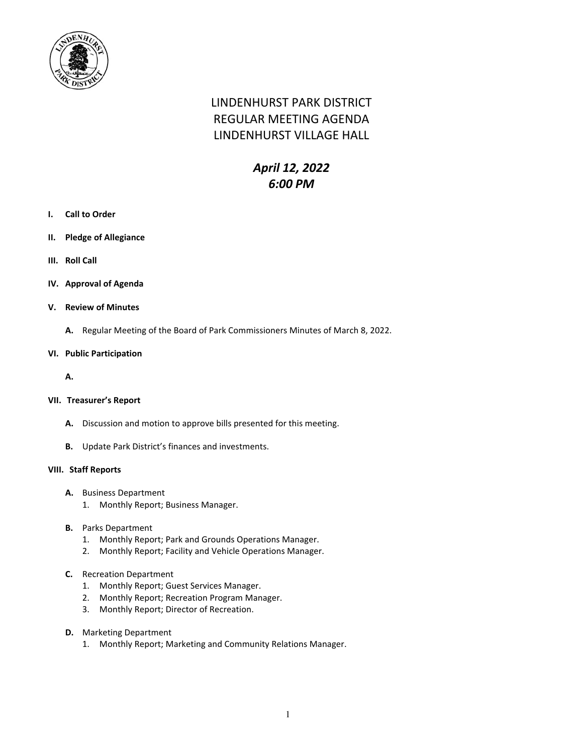# LINDENHURST PARK DISTRICT
# REGULAR MEETING AGENDA
# LINDENHURST VILLAGE HALL

***April 12, 2022***
***6:00 PM***

**I. Call to Order**

**II. Pledge of Allegiance**

**III. Roll Call**

**IV. Approval of Agenda**

**V. Review of Minutes**

- **A.** Regular Meeting of the Board of Park Commissioners Minutes of March 8, 2022.

**VI. Public Participation**

- **A.**

**VII. Treasurer's Report**

- **A.** Discussion and motion to approve bills presented for this meeting.
- **B.** Update Park District's finances and investments.

**VIII. Staff Reports**

- **A.** Business Department
  1. Monthly Report; Business Manager.
- **B.** Parks Department
  1. Monthly Report; Park and Grounds Operations Manager.
  2. Monthly Report; Facility and Vehicle Operations Manager.
- **C.** Recreation Department
  1. Monthly Report; Guest Services Manager.
  2. Monthly Report; Recreation Program Manager.
  3. Monthly Report; Director of Recreation.
- **D.** Marketing Department
  1. Monthly Report; Marketing and Community Relations Manager.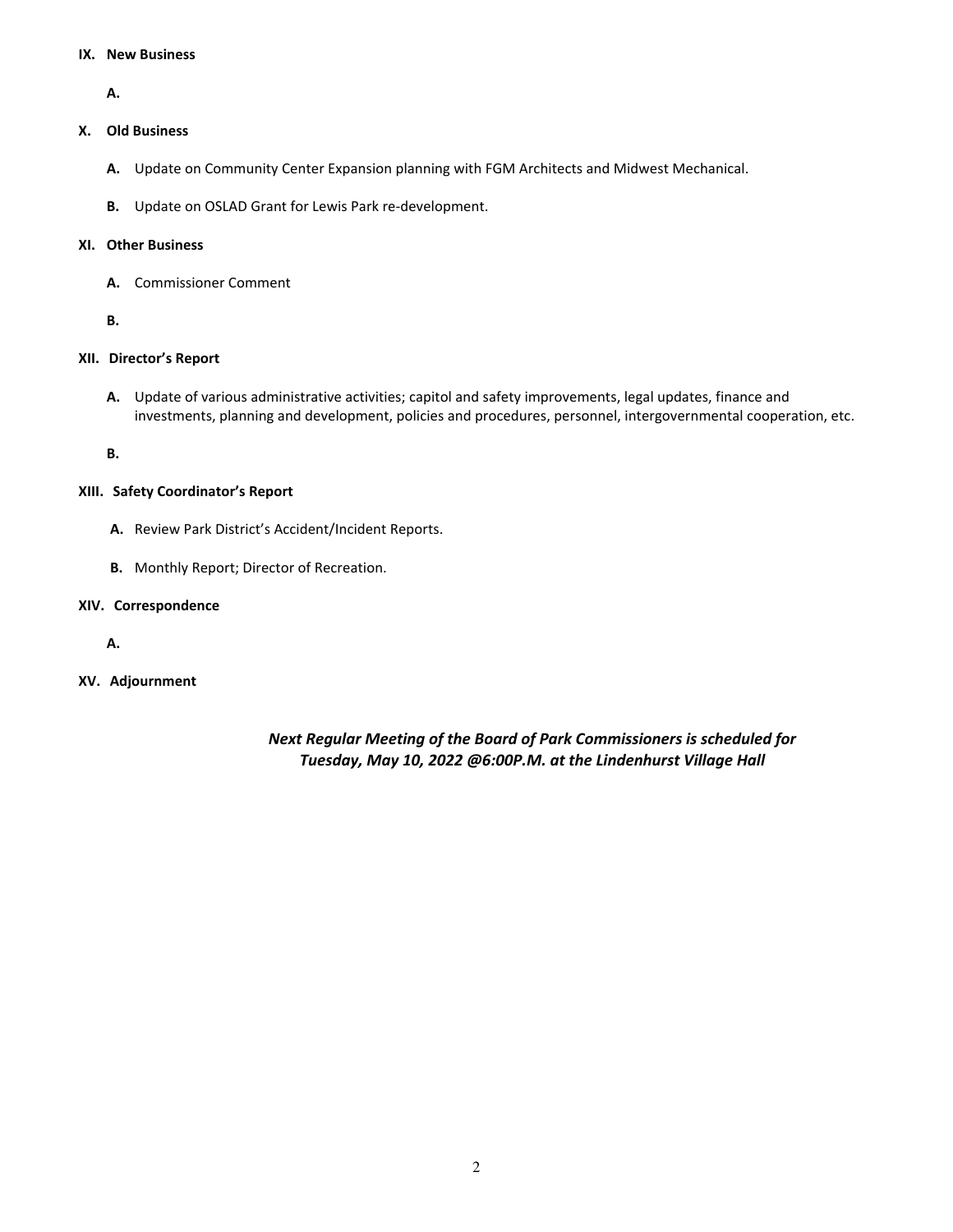**IX. New Business**

**A.**

**X. Old Business**

**A.** Update on Community Center Expansion planning with FGM Architects and Midwest Mechanical.

**B.** Update on OSLAD Grant for Lewis Park re-development.

**XI. Other Business**

**A.** Commissioner Comment

**B.**

**XII. Director's Report**

**A.** Update of various administrative activities; capitol and safety improvements, legal updates, finance and investments, planning and development, policies and procedures, personnel, intergovernmental cooperation, etc.

**B.**

**XIII. Safety Coordinator's Report**

**A.** Review Park District's Accident/Incident Reports.

**B.** Monthly Report; Director of Recreation.

**XIV. Correspondence**

**A.**

**XV. Adjournment**

***Next Regular Meeting of the Board of Park Commissioners is scheduled for Tuesday, May 10, 2022 @6:00P.M. at the Lindenhurst Village Hall***